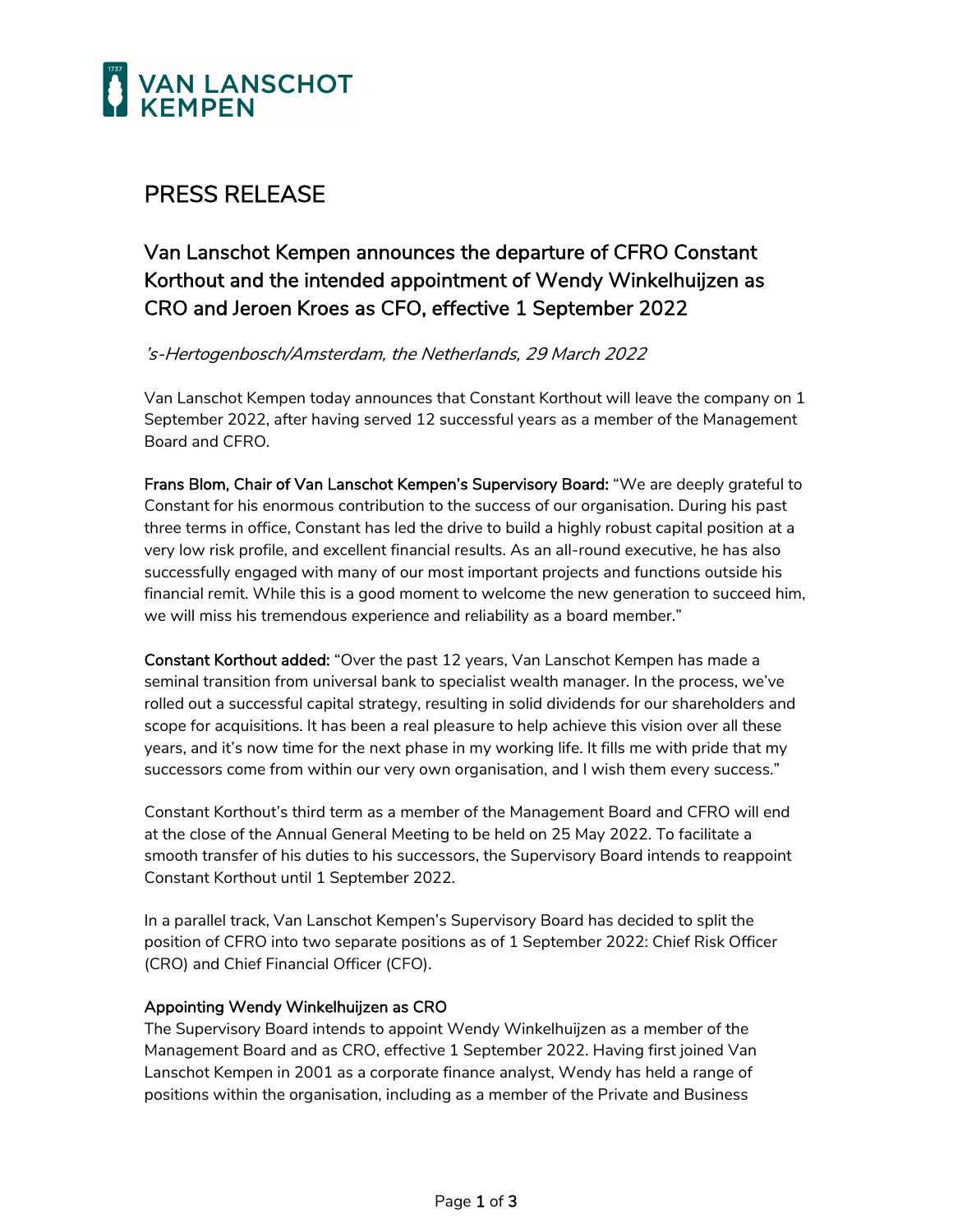# PRESS RELEASE

## Van Lanschot Kempen announces the departure of CFRO Constant Korthout and the intended appointment of Wendy Winkelhuijzen as CRO and Jeroen Kroes as CFO, effective 1 September 2022

*'s-Hertogenbosch/Amsterdam, the Netherlands, 29 March 2022*

Van Lanschot Kempen today announces that Constant Korthout will leave the company on 1 September 2022, after having served 12 successful years as a member of the Management Board and CFRO.

**Frans Blom, Chair of Van Lanschot Kempen's Supervisory Board:** "We are deeply grateful to Constant for his enormous contribution to the success of our organisation. During his past three terms in office, Constant has led the drive to build a highly robust capital position at a very low risk profile, and excellent financial results. As an all-round executive, he has also successfully engaged with many of our most important projects and functions outside his financial remit. While this is a good moment to welcome the new generation to succeed him, we will miss his tremendous experience and reliability as a board member."

**Constant Korthout added:** "Over the past 12 years, Van Lanschot Kempen has made a seminal transition from universal bank to specialist wealth manager. In the process, we've rolled out a successful capital strategy, resulting in solid dividends for our shareholders and scope for acquisitions. It has been a real pleasure to help achieve this vision over all these years, and it's now time for the next phase in my working life. It fills me with pride that my successors come from within our very own organisation, and I wish them every success."

Constant Korthout's third term as a member of the Management Board and CFRO will end at the close of the Annual General Meeting to be held on 25 May 2022. To facilitate a smooth transfer of his duties to his successors, the Supervisory Board intends to reappoint Constant Korthout until 1 September 2022.

In a parallel track, Van Lanschot Kempen's Supervisory Board has decided to split the position of CFRO into two separate positions as of 1 September 2022: Chief Risk Officer (CRO) and Chief Financial Officer (CFO).

### Appointing Wendy Winkelhuijzen as CRO

The Supervisory Board intends to appoint Wendy Winkelhuijzen as a member of the Management Board and as CRO, effective 1 September 2022. Having first joined Van Lanschot Kempen in 2001 as a corporate finance analyst, Wendy has held a range of positions within the organisation, including as a member of the Private and Business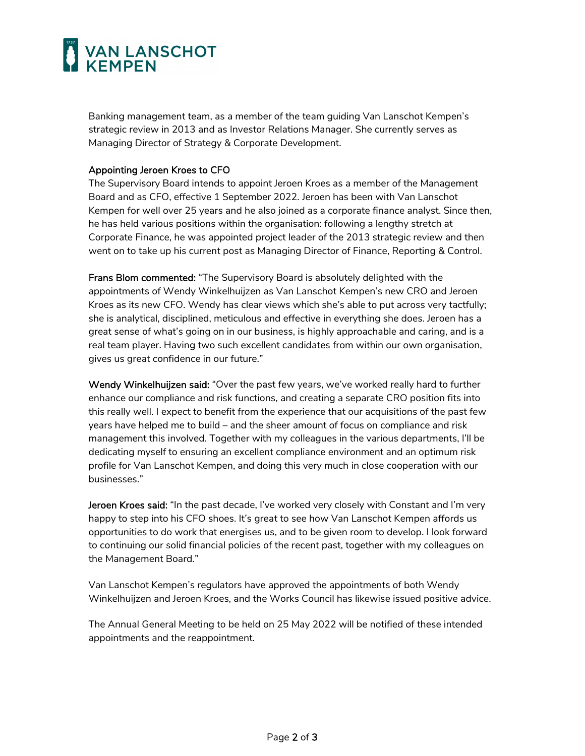Banking management team, as a member of the team guiding Van Lanschot Kempen's strategic review in 2013 and as Investor Relations Manager. She currently serves as Managing Director of Strategy & Corporate Development.

**Appointing Jeroen Kroes to CFO**

The Supervisory Board intends to appoint Jeroen Kroes as a member of the Management Board and as CFO, effective 1 September 2022. Jeroen has been with Van Lanschot Kempen for well over 25 years and he also joined as a corporate finance analyst. Since then, he has held various positions within the organisation: following a lengthy stretch at Corporate Finance, he was appointed project leader of the 2013 strategic review and then went on to take up his current post as Managing Director of Finance, Reporting & Control.

**Frans Blom commented:** "The Supervisory Board is absolutely delighted with the appointments of Wendy Winkelhuijzen as Van Lanschot Kempen's new CRO and Jeroen Kroes as its new CFO. Wendy has clear views which she's able to put across very tactfully; she is analytical, disciplined, meticulous and effective in everything she does. Jeroen has a great sense of what's going on in our business, is highly approachable and caring, and is a real team player. Having two such excellent candidates from within our own organisation, gives us great confidence in our future."

**Wendy Winkelhuijzen said:** "Over the past few years, we've worked really hard to further enhance our compliance and risk functions, and creating a separate CRO position fits into this really well. I expect to benefit from the experience that our acquisitions of the past few years have helped me to build – and the sheer amount of focus on compliance and risk management this involved. Together with my colleagues in the various departments, I'll be dedicating myself to ensuring an excellent compliance environment and an optimum risk profile for Van Lanschot Kempen, and doing this very much in close cooperation with our businesses."

**Jeroen Kroes said:** "In the past decade, I've worked very closely with Constant and I'm very happy to step into his CFO shoes. It's great to see how Van Lanschot Kempen affords us opportunities to do work that energises us, and to be given room to develop. I look forward to continuing our solid financial policies of the recent past, together with my colleagues on the Management Board."

Van Lanschot Kempen's regulators have approved the appointments of both Wendy Winkelhuijzen and Jeroen Kroes, and the Works Council has likewise issued positive advice.

The Annual General Meeting to be held on 25 May 2022 will be notified of these intended appointments and the reappointment.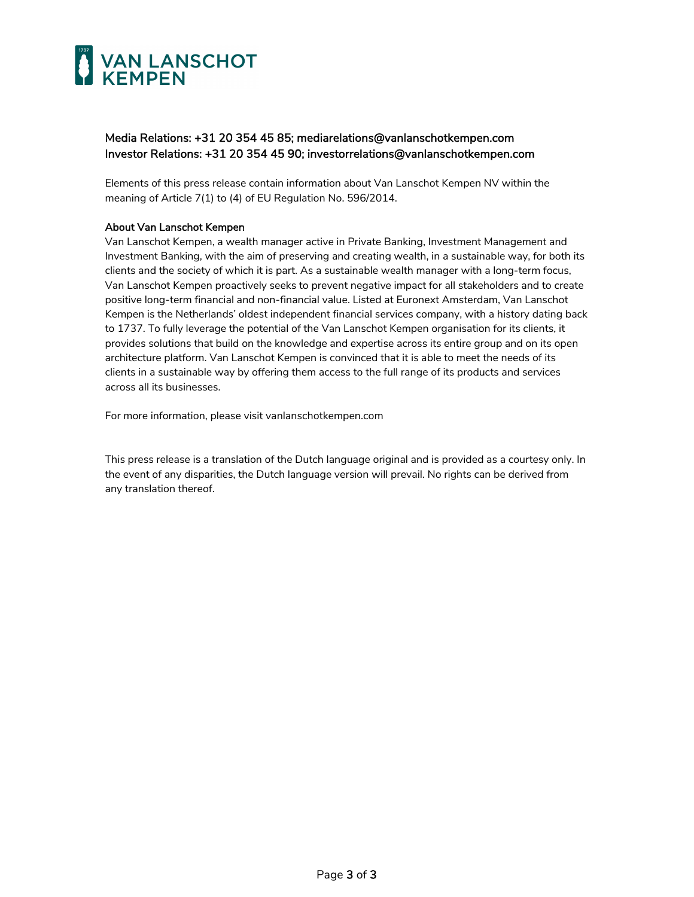Media Relations: +31 20 354 45 85; mediarelations@vanlanschotkempen.com
Investor Relations: +31 20 354 45 90; investorrelations@vanlanschotkempen.com

Elements of this press release contain information about Van Lanschot Kempen NV within the meaning of Article 7(1) to (4) of EU Regulation No. 596/2014.

**About Van Lanschot Kempen**

Van Lanschot Kempen, a wealth manager active in Private Banking, Investment Management and Investment Banking, with the aim of preserving and creating wealth, in a sustainable way, for both its clients and the society of which it is part. As a sustainable wealth manager with a long-term focus, Van Lanschot Kempen proactively seeks to prevent negative impact for all stakeholders and to create positive long-term financial and non-financial value. Listed at Euronext Amsterdam, Van Lanschot Kempen is the Netherlands' oldest independent financial services company, with a history dating back to 1737. To fully leverage the potential of the Van Lanschot Kempen organisation for its clients, it provides solutions that build on the knowledge and expertise across its entire group and on its open architecture platform. Van Lanschot Kempen is convinced that it is able to meet the needs of its clients in a sustainable way by offering them access to the full range of its products and services across all its businesses.

For more information, please visit vanlanschotkempen.com

This press release is a translation of the Dutch language original and is provided as a courtesy only. In the event of any disparities, the Dutch language version will prevail. No rights can be derived from any translation thereof.